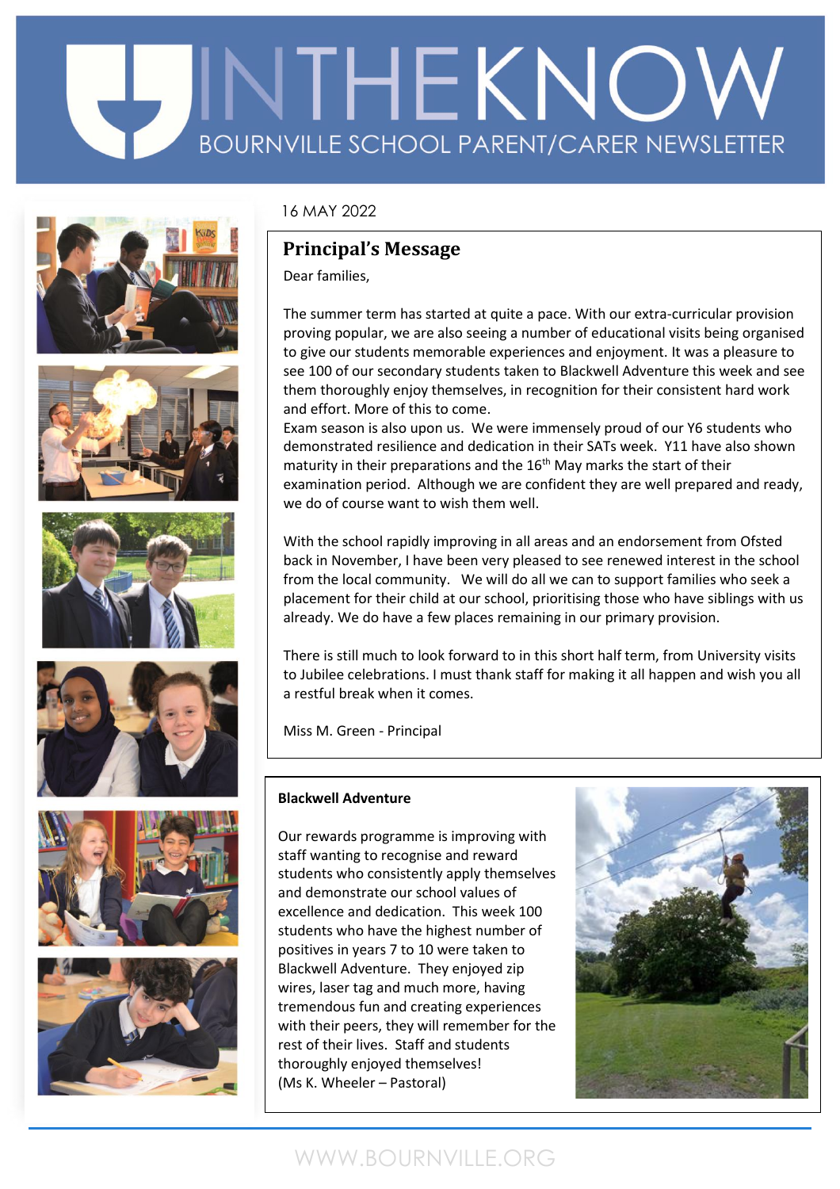# INTHEKNOW

BOURNVILLE SCHOOL PARENT/CARER NEWSLETTER

16 MAY 2022

## Principal's Message

Dear families,

The summer term has started at quite a pace. With our extra-curricular provision proving popular, we are also seeing a number of educational visits being organised to give our students memorable experiences and enjoyment. It was a pleasure to see 100 of our secondary students taken to Blackwell Adventure this week and see them thoroughly enjoy themselves, in recognition for their consistent hard work and effort. More of this to come.
Exam season is also upon us. We were immensely proud of our Y6 students who demonstrated resilience and dedication in their SATs week. Y11 have also shown maturity in their preparations and the 16th May marks the start of their examination period. Although we are confident they are well prepared and ready, we do of course want to wish them well.

With the school rapidly improving in all areas and an endorsement from Ofsted back in November, I have been very pleased to see renewed interest in the school from the local community. We will do all we can to support families who seek a placement for their child at our school, prioritising those who have siblings with us already. We do have a few places remaining in our primary provision.

There is still much to look forward to in this short half term, from University visits to Jubilee celebrations. I must thank staff for making it all happen and wish you all a restful break when it comes.

Miss M. Green - Principal

**Blackwell Adventure**

Our rewards programme is improving with staff wanting to recognise and reward students who consistently apply themselves and demonstrate our school values of excellence and dedication. This week 100 students who have the highest number of positives in years 7 to 10 were taken to Blackwell Adventure. They enjoyed zip wires, laser tag and much more, having tremendous fun and creating experiences with their peers, they will remember for the rest of their lives. Staff and students thoroughly enjoyed themselves!
(Ms K. Wheeler – Pastoral)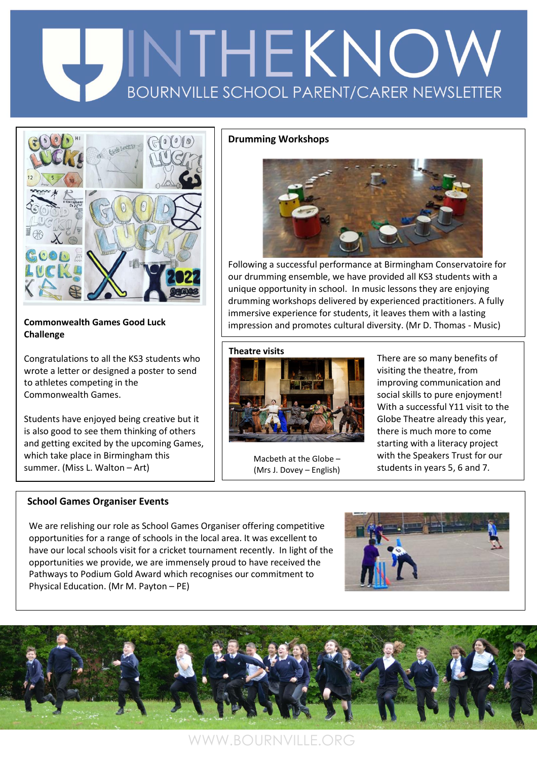# INTHEKNOW

BOURNVILLE SCHOOL PARENT/CARER NEWSLETTER

### Commonwealth Games Good Luck Challenge

Congratulations to all the KS3 students who wrote a letter or designed a poster to send to athletes competing in the Commonwealth Games.

Students have enjoyed being creative but it is also good to see them thinking of others and getting excited by the upcoming Games, which take place in Birmingham this summer. (Miss L. Walton – Art)

### Drumming Workshops

Following a successful performance at Birmingham Conservatoire for our drumming ensemble, we have provided all KS3 students with a unique opportunity in school. In music lessons they are enjoying drumming workshops delivered by experienced practitioners. A fully immersive experience for students, it leaves them with a lasting impression and promotes cultural diversity. (Mr D. Thomas - Music)

### Theatre visits

Macbeth at the Globe – (Mrs J. Dovey – English)

There are so many benefits of visiting the theatre, from improving communication and social skills to pure enjoyment! With a successful Y11 visit to the Globe Theatre already this year, there is much more to come starting with a literacy project with the Speakers Trust for our students in years 5, 6 and 7.

### School Games Organiser Events

We are relishing our role as School Games Organiser offering competitive opportunities for a range of schools in the local area. It was excellent to have our local schools visit for a cricket tournament recently. In light of the opportunities we provide, we are immensely proud to have received the Pathways to Podium Gold Award which recognises our commitment to Physical Education. (Mr M. Payton – PE)

WWW.BOURNVILLE.ORG